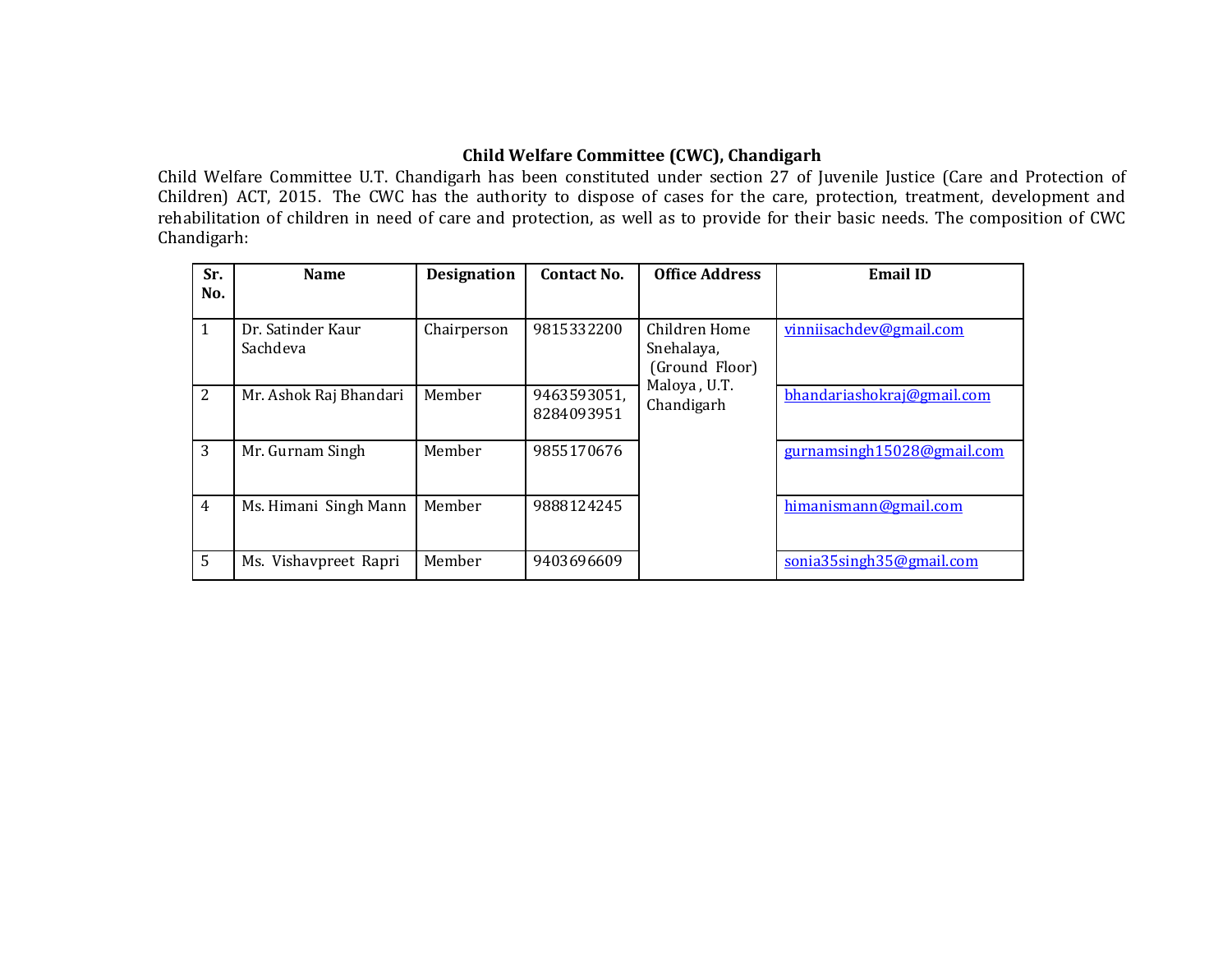## Child Welfare Committee (CWC), Chandigarh

Child Welfare Committee U.T. Chandigarh has been constituted under section 27 of Juvenile Justice (Care and Protection of Children) ACT, 2015. The CWC has the authority to dispose of cases for the care, protection, treatment, development and rehabilitation of children in need of care and protection, as well as to provide for their basic needs. The composition of CWC Chandigarh:

| Sr. No. | Name | Designation | Contact No. | Office Address | Email ID |
|---|---|---|---|---|---|
| 1 | Dr. Satinder Kaur Sachdeva | Chairperson | 9815332200 | Children Home Snehalaya, (Ground Floor) Maloya , U.T. Chandigarh | vinniisachdev@gmail.com |
| 2 | Mr. Ashok Raj Bhandari | Member | 9463593051, 8284093951 | | bhandariashokraj@gmail.com |
| 3 | Mr. Gurnam Singh | Member | 9855170676 | | gurnamsingh15028@gmail.com |
| 4 | Ms. Himani Singh Mann | Member | 9888124245 | | himanismann@gmail.com |
| 5 | Ms. Vishavpreet Rapri | Member | 9403696609 | | sonia35singh35@gmail.com |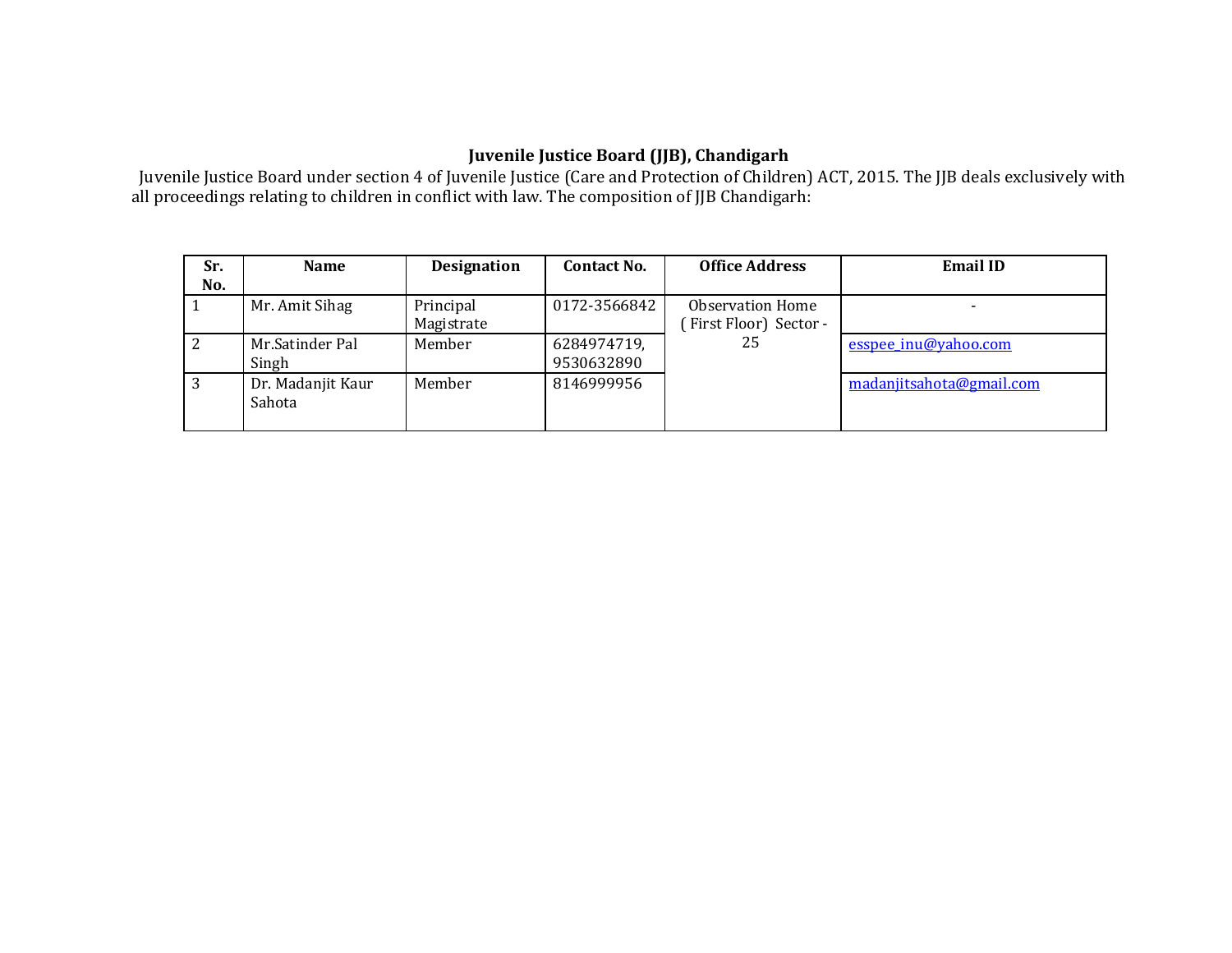**Juvenile Justice Board (JJB), Chandigarh**

Juvenile Justice Board under section 4 of Juvenile Justice (Care and Protection of Children) ACT, 2015. The JJB deals exclusively with all proceedings relating to children in conflict with law. The composition of JJB Chandigarh:

| Sr. No. | Name | Designation | Contact No. | Office Address | Email ID |
|---|---|---|---|---|---|
| 1 | Mr. Amit Sihag | Principal Magistrate | 0172-3566842 | Observation Home ( First Floor) Sector - 25 | - |
| 2 | Mr.Satinder Pal Singh | Member | 6284974719, 9530632890 | | esspee_inu@yahoo.com |
| 3 | Dr. Madanjit Kaur Sahota | Member | 8146999956 | | madanjitsahota@gmail.com |